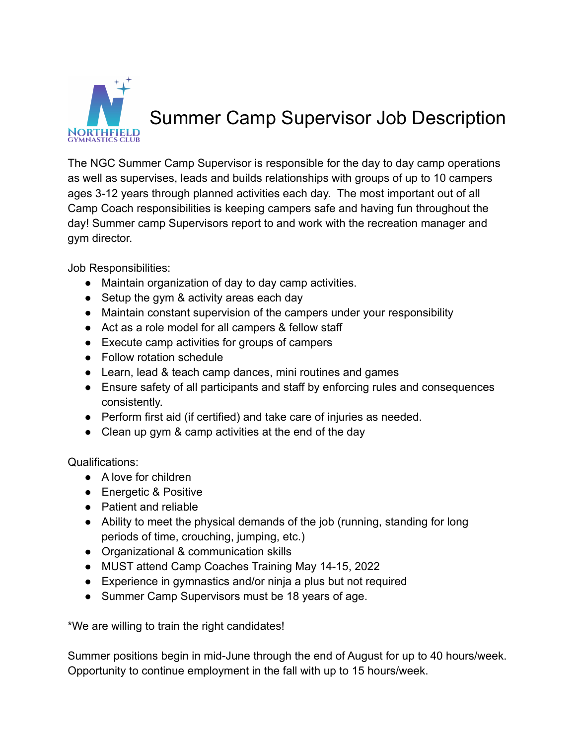# Summary Camp Supervisor Job Description

The NGC Summer Camp Supervisor is responsible for the day to day camp operations as well as supervises, leads and builds relationships with groups of up to 10 campers ages 3-12 years through planned activities each day. The most important out of all Camp Coach responsibilities is keeping campers safe and having fun throughout the day! Summer camp Supervisors report to and work with the recreation manager and gym director.

Job Responsibilities:

- Maintain organization of day to day camp activities.
- Setup the gym & activity areas each day
- Maintain constant supervision of the campers under your responsibility
- Act as a role model for all campers & fellow staff
- Execute camp activities for groups of campers
- Follow rotation schedule
- Learn, lead & teach camp dances, mini routines and games
- Ensure safety of all participants and staff by enforcing rules and consequences consistently.
- Perform first aid (if certified) and take care of injuries as needed.
- Clean up gym & camp activities at the end of the day

Qualifications:

- A love for children
- Energetic & Positive
- Patient and reliable
- Ability to meet the physical demands of the job (running, standing for long periods of time, crouching, jumping, etc.)
- Organizational & communication skills
- MUST attend Camp Coaches Training May 14-15, 2022
- Experience in gymnastics and/or ninja a plus but not required
- Summer Camp Supervisors must be 18 years of age.

*We are willing to train the right candidates!

Summer positions begin in mid-June through the end of August for up to 40 hours/week. Opportunity to continue employment in the fall with up to 15 hours/week.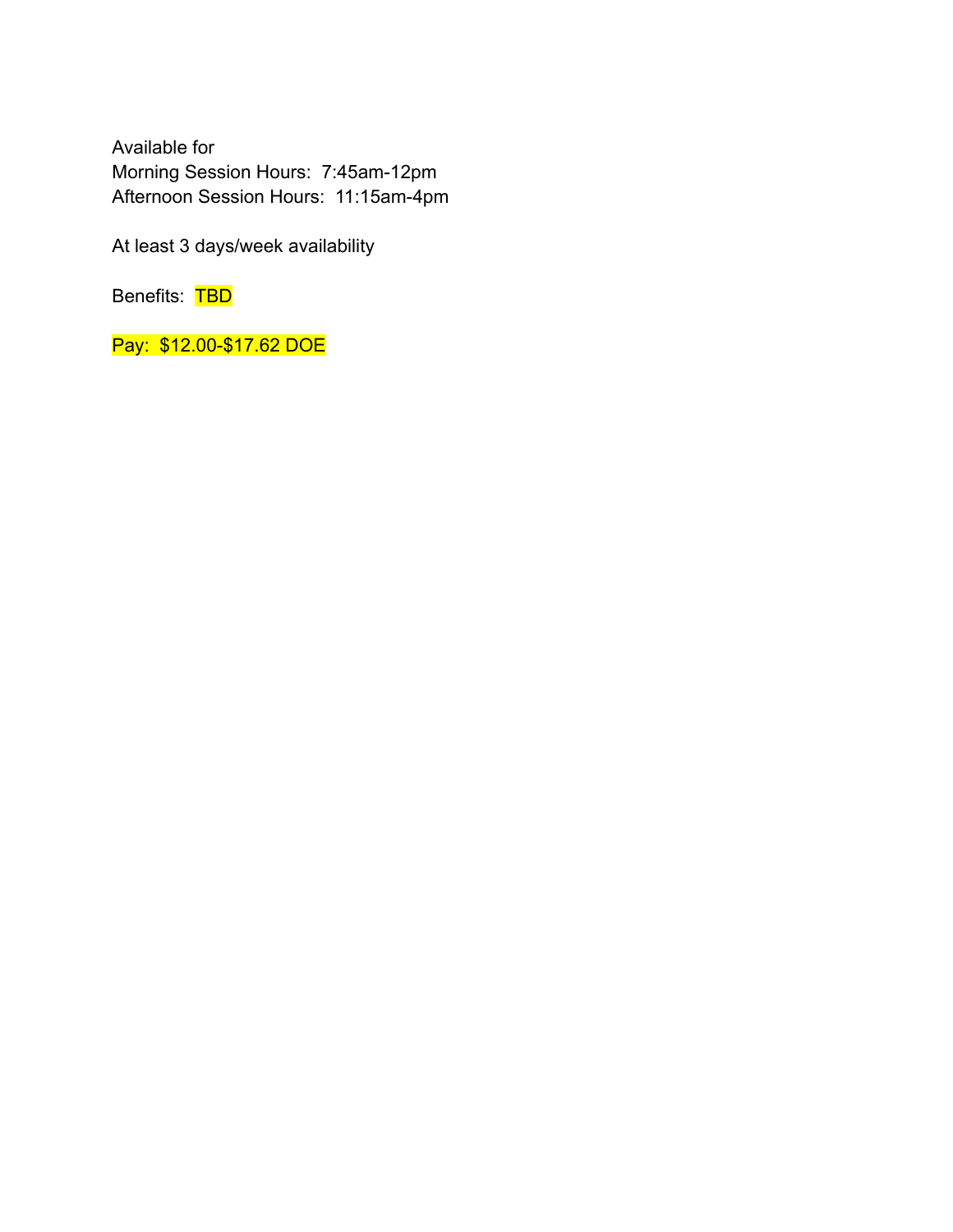Available for
Morning Session Hours:  7:45am-12pm
Afternoon Session Hours:  11:15am-4pm

At least 3 days/week availability

Benefits:  TBD

Pay:  $12.00-$17.62 DOE